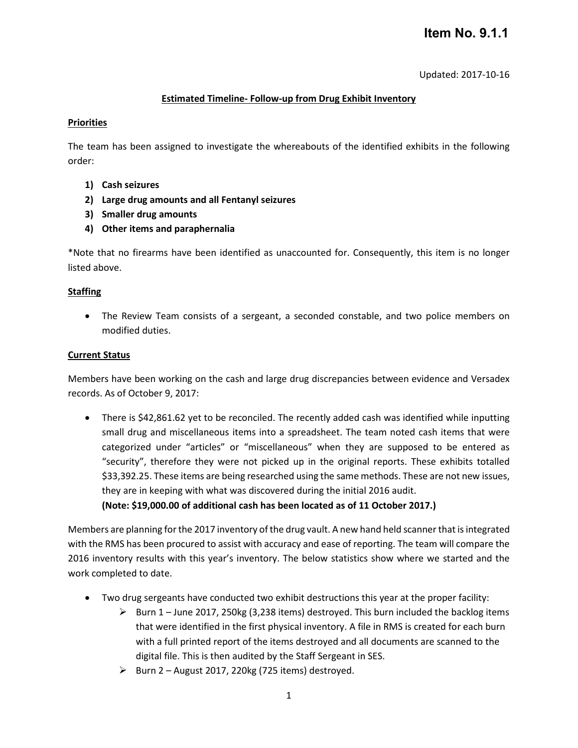# Item No. 9.1.1

Updated: 2017-10-16

## Estimated Timeline- Follow-up from Drug Exhibit Inventory

### Priorities

The team has been assigned to investigate the whereabouts of the identified exhibits in the following order:

1) **Cash seizures**
2) **Large drug amounts and all Fentanyl seizures**
3) **Smaller drug amounts**
4) **Other items and paraphernalia**

*Note that no firearms have been identified as unaccounted for. Consequently, this item is no longer listed above.

### Staffing

- The Review Team consists of a sergeant, a seconded constable, and two police members on modified duties.

### Current Status

Members have been working on the cash and large drug discrepancies between evidence and Versadex records. As of October 9, 2017:

- There is $42,861.62 yet to be reconciled. The recently added cash was identified while inputting small drug and miscellaneous items into a spreadsheet. The team noted cash items that were categorized under "articles" or "miscellaneous" when they are supposed to be entered as "security", therefore they were not picked up in the original reports. These exhibits totalled $33,392.25. These items are being researched using the same methods. These are not new issues, they are in keeping with what was discovered during the initial 2016 audit.
  **(Note: $19,000.00 of additional cash has been located as of 11 October 2017.)**

Members are planning for the 2017 inventory of the drug vault. A new hand held scanner that is integrated with the RMS has been procured to assist with accuracy and ease of reporting. The team will compare the 2016 inventory results with this year's inventory. The below statistics show where we started and the work completed to date.

- Two drug sergeants have conducted two exhibit destructions this year at the proper facility:
  - Burn 1 – June 2017, 250kg (3,238 items) destroyed. This burn included the backlog items that were identified in the first physical inventory. A file in RMS is created for each burn with a full printed report of the items destroyed and all documents are scanned to the digital file. This is then audited by the Staff Sergeant in SES.
  - Burn 2 – August 2017, 220kg (725 items) destroyed.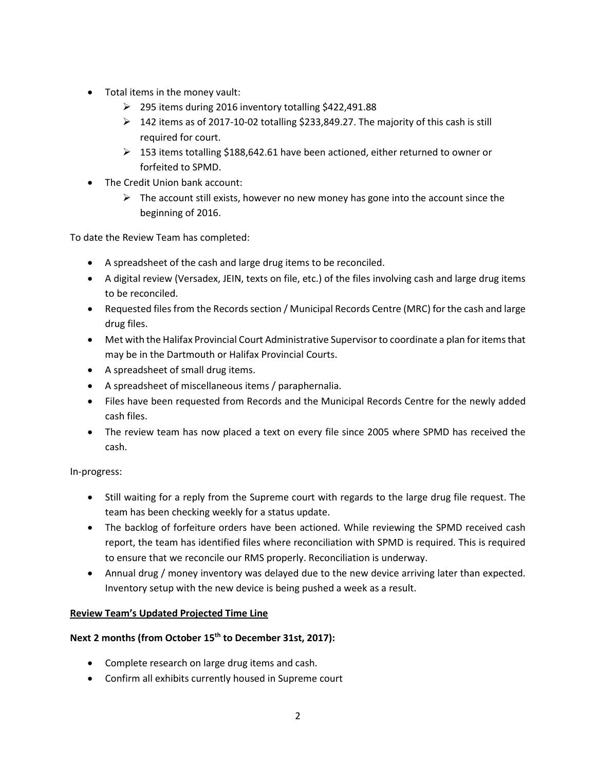- Total items in the money vault:
  - 295 items during 2016 inventory totalling $422,491.88
  - 142 items as of 2017-10-02 totalling $233,849.27. The majority of this cash is still required for court.
  - 153 items totalling $188,642.61 have been actioned, either returned to owner or forfeited to SPMD.
- The Credit Union bank account:
  - The account still exists, however no new money has gone into the account since the beginning of 2016.

To date the Review Team has completed:

- A spreadsheet of the cash and large drug items to be reconciled.
- A digital review (Versadex, JEIN, texts on file, etc.) of the files involving cash and large drug items to be reconciled.
- Requested files from the Records section / Municipal Records Centre (MRC) for the cash and large drug files.
- Met with the Halifax Provincial Court Administrative Supervisor to coordinate a plan for items that may be in the Dartmouth or Halifax Provincial Courts.
- A spreadsheet of small drug items.
- A spreadsheet of miscellaneous items / paraphernalia.
- Files have been requested from Records and the Municipal Records Centre for the newly added cash files.
- The review team has now placed a text on every file since 2005 where SPMD has received the cash.

In-progress:

- Still waiting for a reply from the Supreme court with regards to the large drug file request. The team has been checking weekly for a status update.
- The backlog of forfeiture orders have been actioned. While reviewing the SPMD received cash report, the team has identified files where reconciliation with SPMD is required. This is required to ensure that we reconcile our RMS properly. Reconciliation is underway.
- Annual drug / money inventory was delayed due to the new device arriving later than expected. Inventory setup with the new device is being pushed a week as a result.

**<u>Review Team's Updated Projected Time Line</u>**

**Next 2 months (from October 15th to December 31st, 2017):**

- Complete research on large drug items and cash.
- Confirm all exhibits currently housed in Supreme court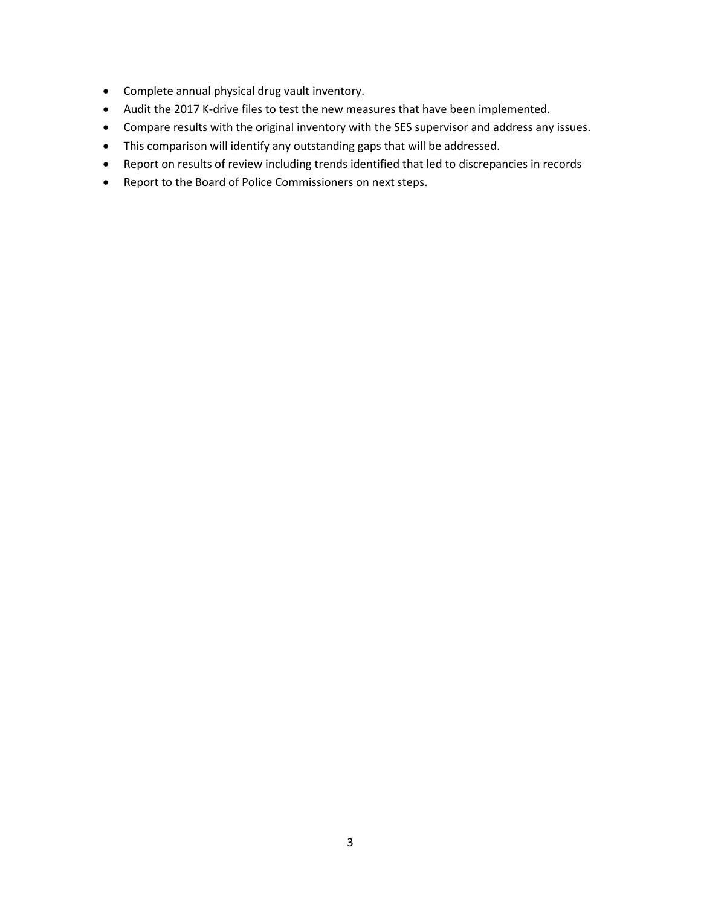- Complete annual physical drug vault inventory.
- Audit the 2017 K-drive files to test the new measures that have been implemented.
- Compare results with the original inventory with the SES supervisor and address any issues.
- This comparison will identify any outstanding gaps that will be addressed.
- Report on results of review including trends identified that led to discrepancies in records
- Report to the Board of Police Commissioners on next steps.